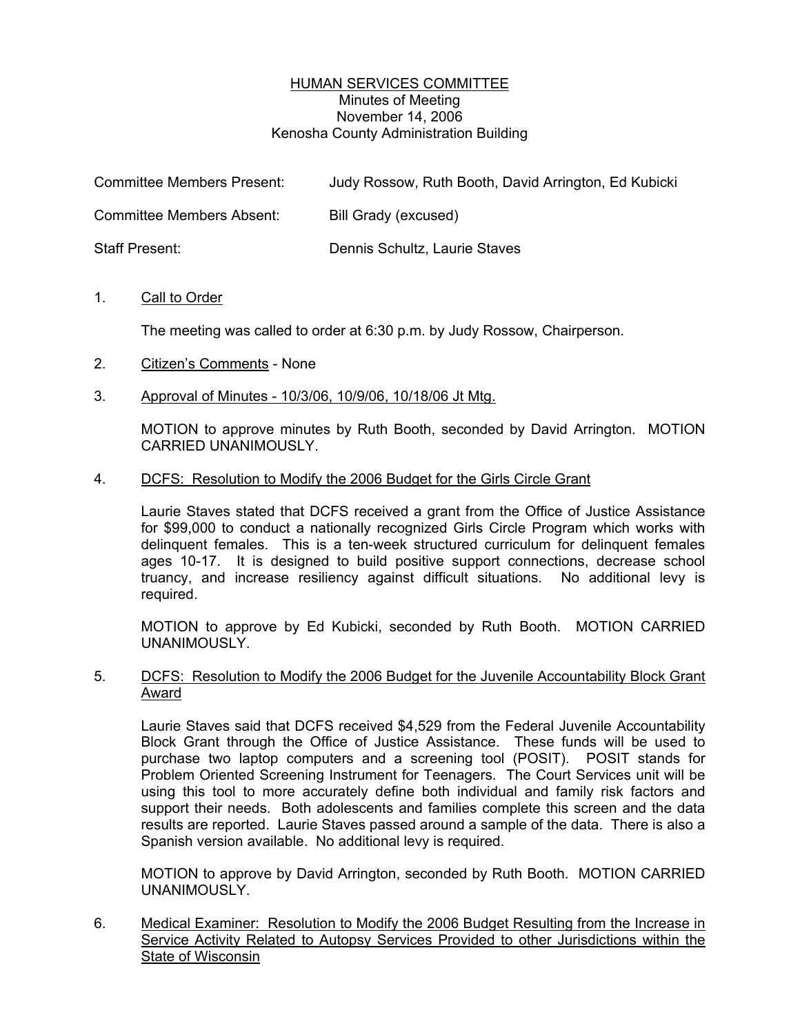# HUMAN SERVICES COMMITTEE

Minutes of Meeting
November 14, 2006
Kenosha County Administration Building

| | |
|---|---|
| Committee Members Present: | Judy Rossow, Ruth Booth, David Arrington, Ed Kubicki |
| Committee Members Absent: | Bill Grady (excused) |
| Staff Present: | Dennis Schultz, Laurie Staves |

1. Call to Order

   The meeting was called to order at 6:30 p.m. by Judy Rossow, Chairperson.

2. Citizen's Comments - None

3. Approval of Minutes - 10/3/06, 10/9/06, 10/18/06 Jt Mtg.

   MOTION to approve minutes by Ruth Booth, seconded by David Arrington. MOTION CARRIED UNANIMOUSLY.

4. DCFS: Resolution to Modify the 2006 Budget for the Girls Circle Grant

   Laurie Staves stated that DCFS received a grant from the Office of Justice Assistance for $99,000 to conduct a nationally recognized Girls Circle Program which works with delinquent females. This is a ten-week structured curriculum for delinquent females ages 10-17. It is designed to build positive support connections, decrease school truancy, and increase resiliency against difficult situations. No additional levy is required.

   MOTION to approve by Ed Kubicki, seconded by Ruth Booth. MOTION CARRIED UNANIMOUSLY.

5. DCFS: Resolution to Modify the 2006 Budget for the Juvenile Accountability Block Grant Award

   Laurie Staves said that DCFS received $4,529 from the Federal Juvenile Accountability Block Grant through the Office of Justice Assistance. These funds will be used to purchase two laptop computers and a screening tool (POSIT). POSIT stands for Problem Oriented Screening Instrument for Teenagers. The Court Services unit will be using this tool to more accurately define both individual and family risk factors and support their needs. Both adolescents and families complete this screen and the data results are reported. Laurie Staves passed around a sample of the data. There is also a Spanish version available. No additional levy is required.

   MOTION to approve by David Arrington, seconded by Ruth Booth. MOTION CARRIED UNANIMOUSLY.

6. Medical Examiner: Resolution to Modify the 2006 Budget Resulting from the Increase in Service Activity Related to Autopsy Services Provided to other Jurisdictions within the State of Wisconsin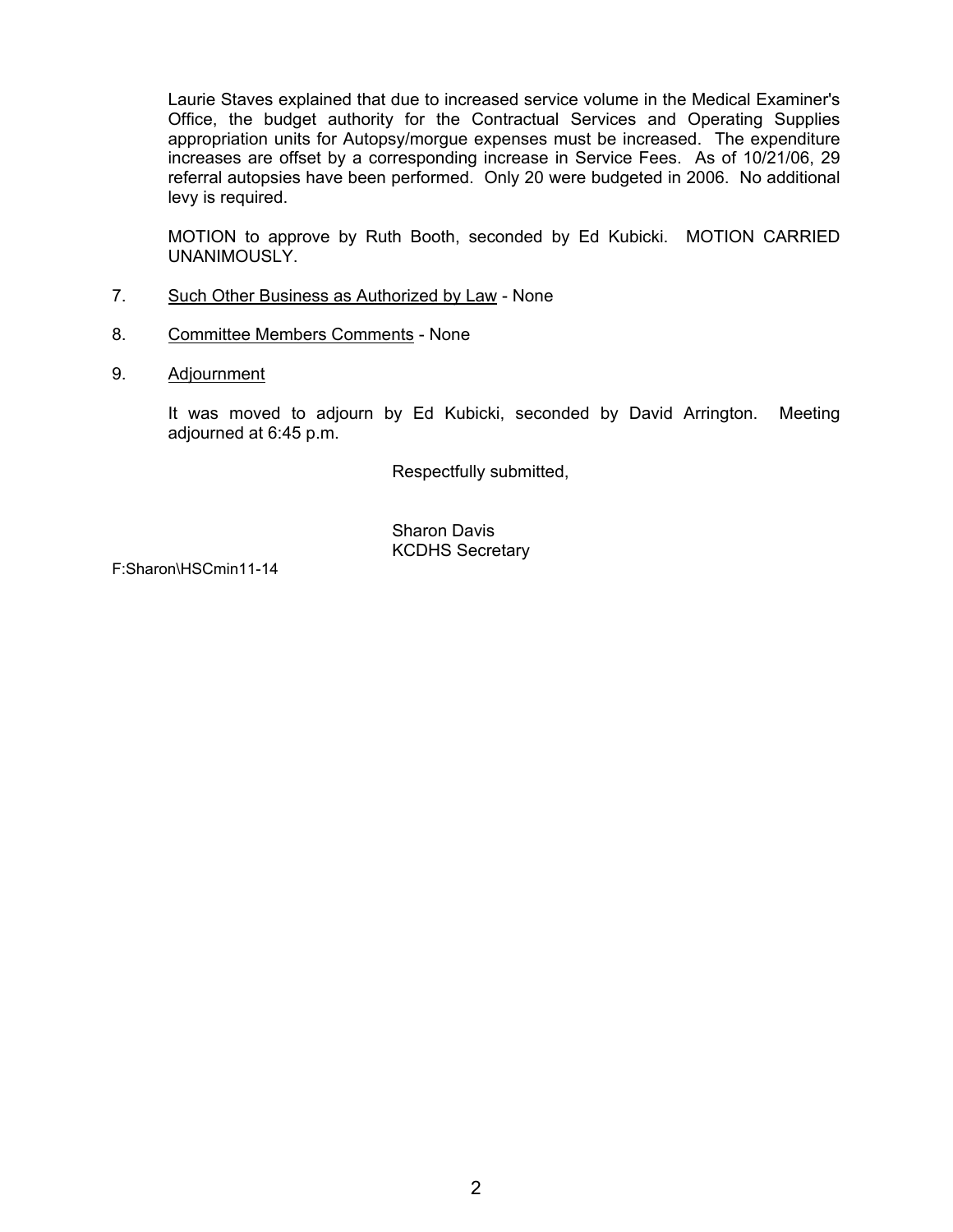Laurie Staves explained that due to increased service volume in the Medical Examiner's Office, the budget authority for the Contractual Services and Operating Supplies appropriation units for Autopsy/morgue expenses must be increased. The expenditure increases are offset by a corresponding increase in Service Fees. As of 10/21/06, 29 referral autopsies have been performed. Only 20 were budgeted in 2006. No additional levy is required.

MOTION to approve by Ruth Booth, seconded by Ed Kubicki. MOTION CARRIED UNANIMOUSLY.

7. Such Other Business as Authorized by Law - None

8. Committee Members Comments - None

9. Adjournment

   It was moved to adjourn by Ed Kubicki, seconded by David Arrington. Meeting adjourned at 6:45 p.m.

Respectfully submitted,

Sharon Davis
KCDHS Secretary

F:Sharon\HSCmin11-14